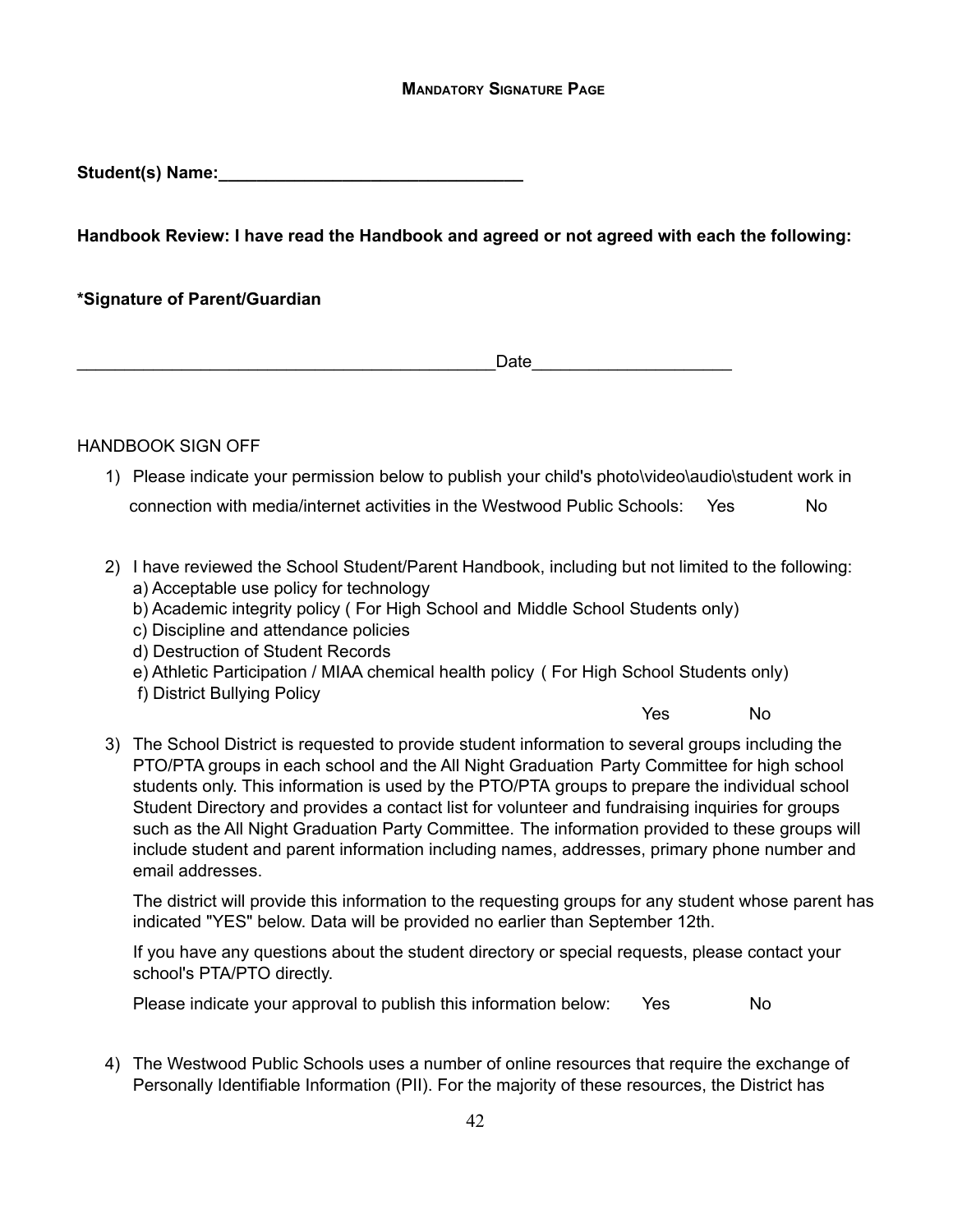# Mandatory Signature Page

**Student(s) Name:________________________________**

**Handbook Review: I have read the Handbook and agreed or not agreed with each the following:**

**\*Signature of Parent/Guardian**

____________________________________________Date____________________

HANDBOOK SIGN OFF

1) Please indicate your permission below to publish your child's photo\video\audio\student work in connection with media/internet activities in the Westwood Public Schools: Yes No

2) I have reviewed the School Student/Parent Handbook, including but not limited to the following:
   a) Acceptable use policy for technology
   b) Academic integrity policy ( For High School and Middle School Students only)
   c) Discipline and attendance policies
   d) Destruction of Student Records
   e) Athletic Participation / MIAA chemical health policy ( For High School Students only)
   f) District Bullying Policy

   Yes No

3) The School District is requested to provide student information to several groups including the PTO/PTA groups in each school and the All Night Graduation Party Committee for high school students only. This information is used by the PTO/PTA groups to prepare the individual school Student Directory and provides a contact list for volunteer and fundraising inquiries for groups such as the All Night Graduation Party Committee. The information provided to these groups will include student and parent information including names, addresses, primary phone number and email addresses.

   The district will provide this information to the requesting groups for any student whose parent has indicated "YES" below. Data will be provided no earlier than September 12th.

   If you have any questions about the student directory or special requests, please contact your school's PTA/PTO directly.

   Please indicate your approval to publish this information below: Yes No

4) The Westwood Public Schools uses a number of online resources that require the exchange of Personally Identifiable Information (PII). For the majority of these resources, the District has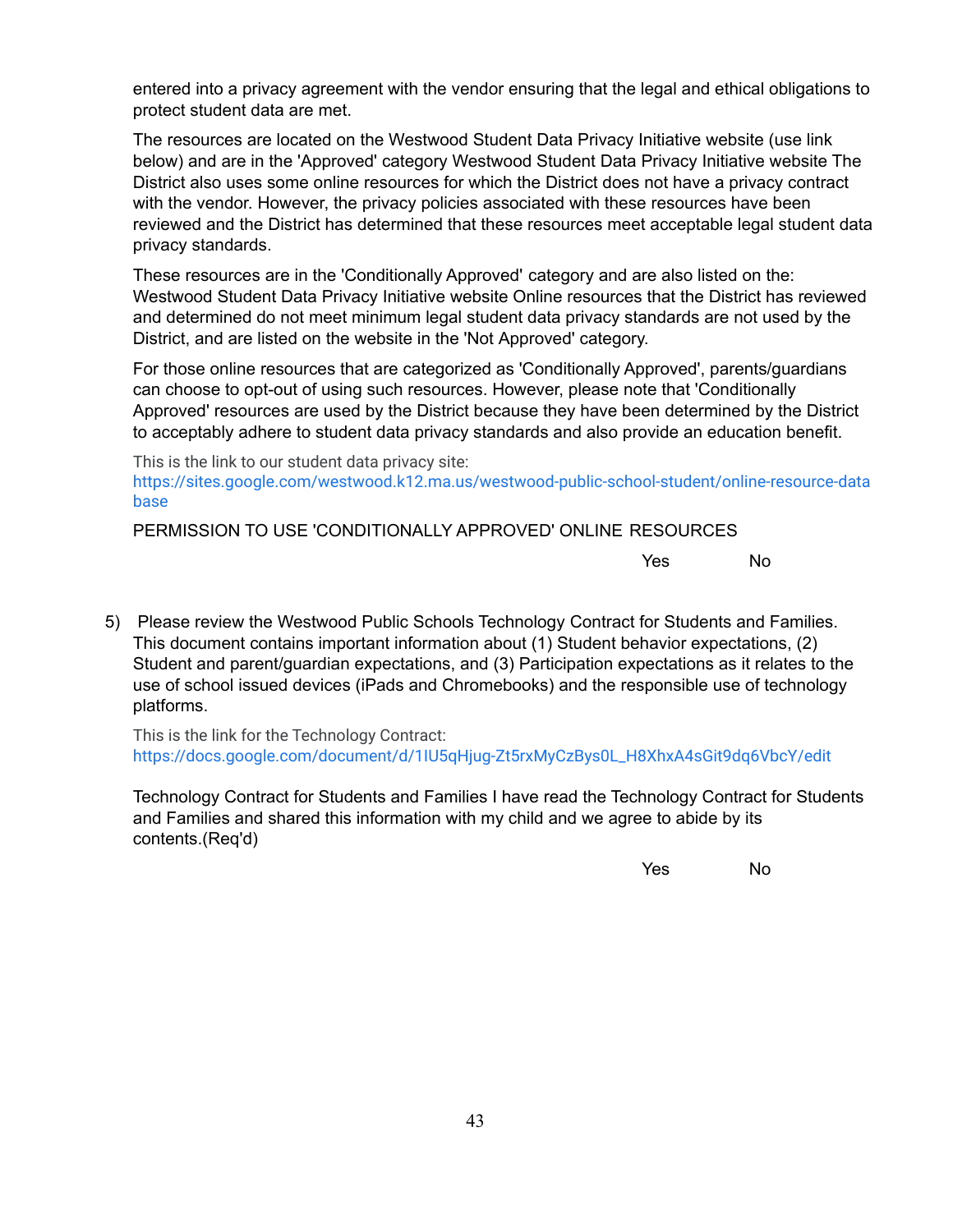entered into a privacy agreement with the vendor ensuring that the legal and ethical obligations to protect student data are met.

The resources are located on the Westwood Student Data Privacy Initiative website (use link below) and are in the 'Approved' category Westwood Student Data Privacy Initiative website The District also uses some online resources for which the District does not have a privacy contract with the vendor. However, the privacy policies associated with these resources have been reviewed and the District has determined that these resources meet acceptable legal student data privacy standards.

These resources are in the 'Conditionally Approved' category and are also listed on the: Westwood Student Data Privacy Initiative website Online resources that the District has reviewed and determined do not meet minimum legal student data privacy standards are not used by the District, and are listed on the website in the 'Not Approved' category.

For those online resources that are categorized as 'Conditionally Approved', parents/guardians can choose to opt-out of using such resources. However, please note that 'Conditionally Approved' resources are used by the District because they have been determined by the District to acceptably adhere to student data privacy standards and also provide an education benefit.

This is the link to our student data privacy site:
https://sites.google.com/westwood.k12.ma.us/westwood-public-school-student/online-resource-database

PERMISSION TO USE 'CONDITIONALLY APPROVED' ONLINE RESOURCES

Yes No

5) Please review the Westwood Public Schools Technology Contract for Students and Families. This document contains important information about (1) Student behavior expectations, (2) Student and parent/guardian expectations, and (3) Participation expectations as it relates to the use of school issued devices (iPads and Chromebooks) and the responsible use of technology platforms.

This is the link for the Technology Contract:
https://docs.google.com/document/d/1lU5qHjug-Zt5rxMyCzBys0L_H8XhxA4sGit9dq6VbcY/edit

Technology Contract for Students and Families I have read the Technology Contract for Students and Families and shared this information with my child and we agree to abide by its contents.(Req'd)

Yes No